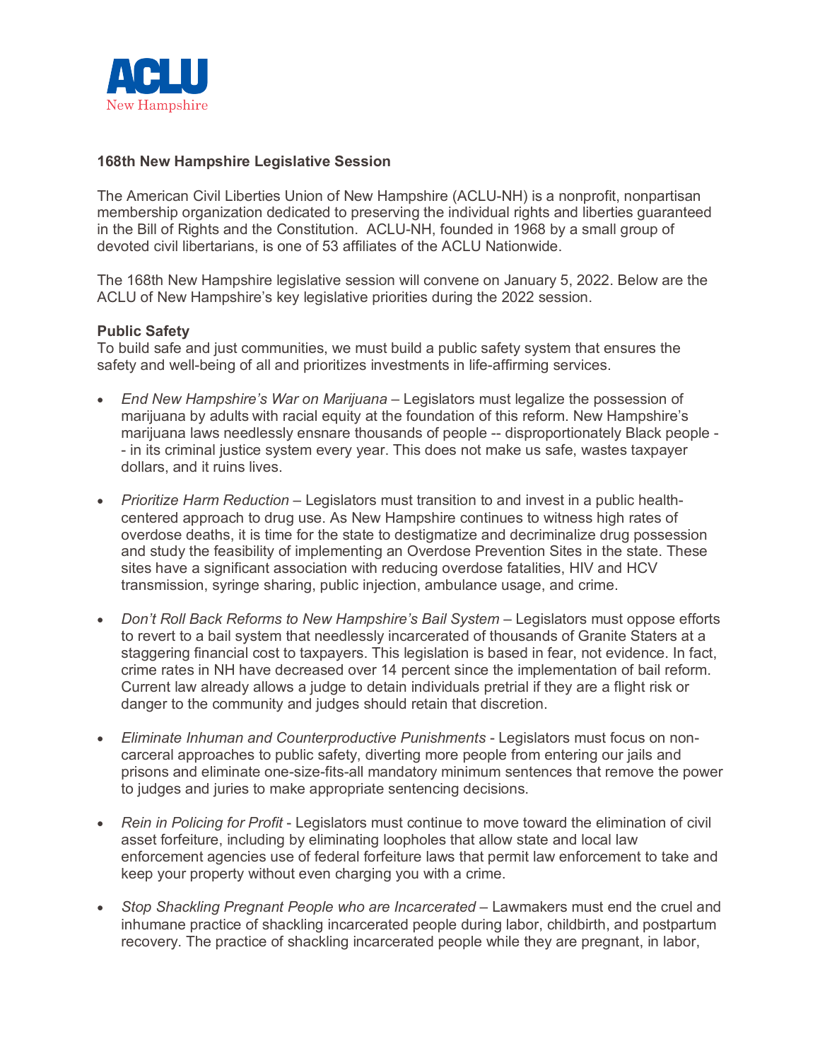ACLU
New Hampshire

**168th New Hampshire Legislative Session**

The American Civil Liberties Union of New Hampshire (ACLU-NH) is a nonprofit, nonpartisan membership organization dedicated to preserving the individual rights and liberties guaranteed in the Bill of Rights and the Constitution. ACLU-NH, founded in 1968 by a small group of devoted civil libertarians, is one of 53 affiliates of the ACLU Nationwide.

The 168th New Hampshire legislative session will convene on January 5, 2022. Below are the ACLU of New Hampshire's key legislative priorities during the 2022 session.

**Public Safety**
To build safe and just communities, we must build a public safety system that ensures the safety and well-being of all and prioritizes investments in life-affirming services.

- *End New Hampshire's War on Marijuana* – Legislators must legalize the possession of marijuana by adults with racial equity at the foundation of this reform. New Hampshire's marijuana laws needlessly ensnare thousands of people -- disproportionately Black people -- in its criminal justice system every year. This does not make us safe, wastes taxpayer dollars, and it ruins lives.

- *Prioritize Harm Reduction* – Legislators must transition to and invest in a public health-centered approach to drug use. As New Hampshire continues to witness high rates of overdose deaths, it is time for the state to destigmatize and decriminalize drug possession and study the feasibility of implementing an Overdose Prevention Sites in the state. These sites have a significant association with reducing overdose fatalities, HIV and HCV transmission, syringe sharing, public injection, ambulance usage, and crime.

- *Don't Roll Back Reforms to New Hampshire's Bail System* – Legislators must oppose efforts to revert to a bail system that needlessly incarcerated of thousands of Granite Staters at a staggering financial cost to taxpayers. This legislation is based in fear, not evidence. In fact, crime rates in NH have decreased over 14 percent since the implementation of bail reform. Current law already allows a judge to detain individuals pretrial if they are a flight risk or danger to the community and judges should retain that discretion.

- *Eliminate Inhuman and Counterproductive Punishments* - Legislators must focus on non-carceral approaches to public safety, diverting more people from entering our jails and prisons and eliminate one-size-fits-all mandatory minimum sentences that remove the power to judges and juries to make appropriate sentencing decisions.

- *Rein in Policing for Profit* - Legislators must continue to move toward the elimination of civil asset forfeiture, including by eliminating loopholes that allow state and local law enforcement agencies use of federal forfeiture laws that permit law enforcement to take and keep your property without even charging you with a crime.

- *Stop Shackling Pregnant People who are Incarcerated* – Lawmakers must end the cruel and inhumane practice of shackling incarcerated people during labor, childbirth, and postpartum recovery. The practice of shackling incarcerated people while they are pregnant, in labor,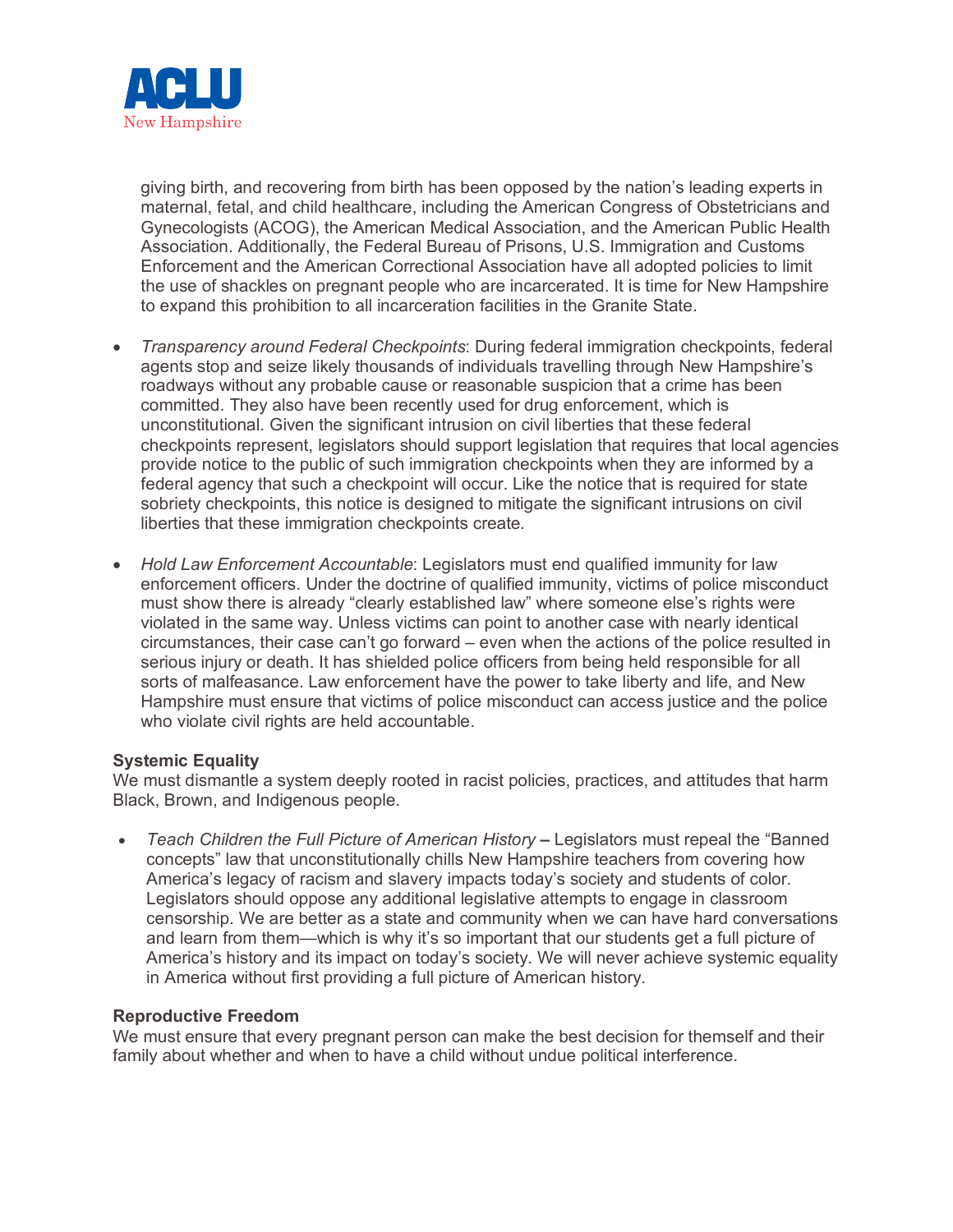giving birth, and recovering from birth has been opposed by the nation's leading experts in maternal, fetal, and child healthcare, including the American Congress of Obstetricians and Gynecologists (ACOG), the American Medical Association, and the American Public Health Association. Additionally, the Federal Bureau of Prisons, U.S. Immigration and Customs Enforcement and the American Correctional Association have all adopted policies to limit the use of shackles on pregnant people who are incarcerated. It is time for New Hampshire to expand this prohibition to all incarceration facilities in the Granite State.

- *Transparency around Federal Checkpoints*: During federal immigration checkpoints, federal agents stop and seize likely thousands of individuals travelling through New Hampshire's roadways without any probable cause or reasonable suspicion that a crime has been committed. They also have been recently used for drug enforcement, which is unconstitutional. Given the significant intrusion on civil liberties that these federal checkpoints represent, legislators should support legislation that requires that local agencies provide notice to the public of such immigration checkpoints when they are informed by a federal agency that such a checkpoint will occur. Like the notice that is required for state sobriety checkpoints, this notice is designed to mitigate the significant intrusions on civil liberties that these immigration checkpoints create.

- *Hold Law Enforcement Accountable*: Legislators must end qualified immunity for law enforcement officers. Under the doctrine of qualified immunity, victims of police misconduct must show there is already "clearly established law" where someone else's rights were violated in the same way. Unless victims can point to another case with nearly identical circumstances, their case can't go forward – even when the actions of the police resulted in serious injury or death. It has shielded police officers from being held responsible for all sorts of malfeasance. Law enforcement have the power to take liberty and life, and New Hampshire must ensure that victims of police misconduct can access justice and the police who violate civil rights are held accountable.

**Systemic Equality**
We must dismantle a system deeply rooted in racist policies, practices, and attitudes that harm Black, Brown, and Indigenous people.

- *Teach Children the Full Picture of American History* **–** Legislators must repeal the "Banned concepts" law that unconstitutionally chills New Hampshire teachers from covering how America's legacy of racism and slavery impacts today's society and students of color. Legislators should oppose any additional legislative attempts to engage in classroom censorship. We are better as a state and community when we can have hard conversations and learn from them—which is why it's so important that our students get a full picture of America's history and its impact on today's society. We will never achieve systemic equality in America without first providing a full picture of American history.

**Reproductive Freedom**
We must ensure that every pregnant person can make the best decision for themself and their family about whether and when to have a child without undue political interference.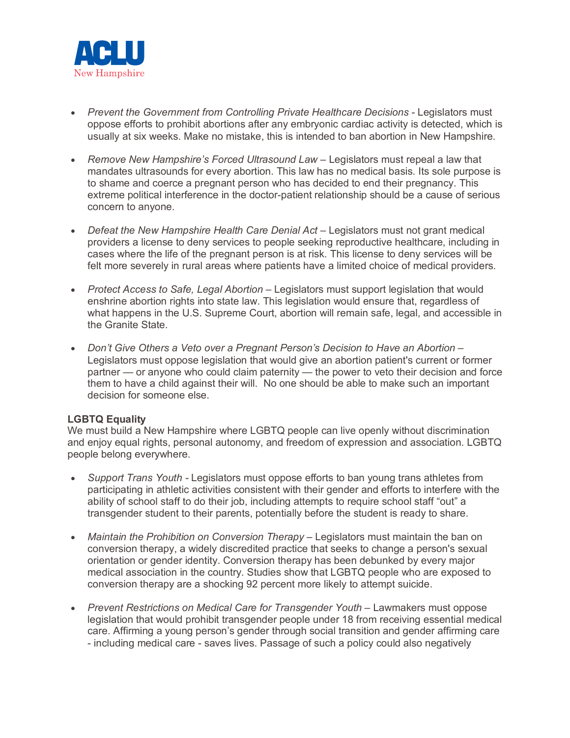- *Prevent the Government from Controlling Private Healthcare Decisions* - Legislators must oppose efforts to prohibit abortions after any embryonic cardiac activity is detected, which is usually at six weeks. Make no mistake, this is intended to ban abortion in New Hampshire.

- *Remove New Hampshire's Forced Ultrasound Law* – Legislators must repeal a law that mandates ultrasounds for every abortion. This law has no medical basis. Its sole purpose is to shame and coerce a pregnant person who has decided to end their pregnancy. This extreme political interference in the doctor-patient relationship should be a cause of serious concern to anyone.

- *Defeat the New Hampshire Health Care Denial Act* – Legislators must not grant medical providers a license to deny services to people seeking reproductive healthcare, including in cases where the life of the pregnant person is at risk. This license to deny services will be felt more severely in rural areas where patients have a limited choice of medical providers.

- *Protect Access to Safe, Legal Abortion* – Legislators must support legislation that would enshrine abortion rights into state law. This legislation would ensure that, regardless of what happens in the U.S. Supreme Court, abortion will remain safe, legal, and accessible in the Granite State.

- *Don't Give Others a Veto over a Pregnant Person's Decision to Have an Abortion* – Legislators must oppose legislation that would give an abortion patient's current or former partner — or anyone who could claim paternity — the power to veto their decision and force them to have a child against their will. No one should be able to make such an important decision for someone else.

**LGBTQ Equality**

We must build a New Hampshire where LGBTQ people can live openly without discrimination and enjoy equal rights, personal autonomy, and freedom of expression and association. LGBTQ people belong everywhere.

- *Support Trans Youth* - Legislators must oppose efforts to ban young trans athletes from participating in athletic activities consistent with their gender and efforts to interfere with the ability of school staff to do their job, including attempts to require school staff "out" a transgender student to their parents, potentially before the student is ready to share.

- *Maintain the Prohibition on Conversion Therapy* – Legislators must maintain the ban on conversion therapy, a widely discredited practice that seeks to change a person's sexual orientation or gender identity. Conversion therapy has been debunked by every major medical association in the country. Studies show that LGBTQ people who are exposed to conversion therapy are a shocking 92 percent more likely to attempt suicide.

- *Prevent Restrictions on Medical Care for Transgender Youth* – Lawmakers must oppose legislation that would prohibit transgender people under 18 from receiving essential medical care. Affirming a young person's gender through social transition and gender affirming care - including medical care - saves lives. Passage of such a policy could also negatively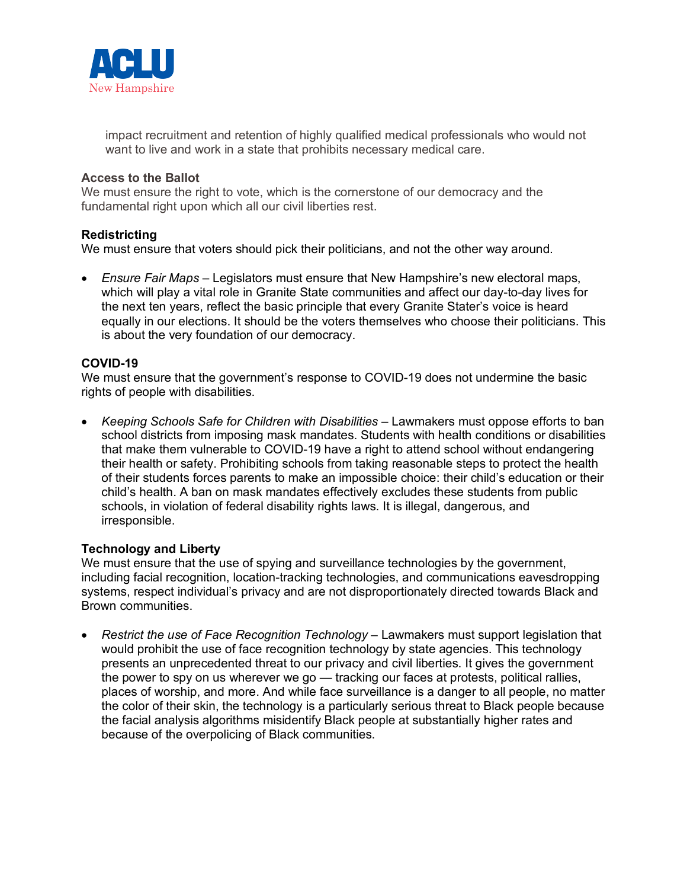impact recruitment and retention of highly qualified medical professionals who would not want to live and work in a state that prohibits necessary medical care.

**Access to the Ballot**

We must ensure the right to vote, which is the cornerstone of our democracy and the fundamental right upon which all our civil liberties rest.

**Redistricting**

We must ensure that voters should pick their politicians, and not the other way around.

- *Ensure Fair Maps* – Legislators must ensure that New Hampshire's new electoral maps, which will play a vital role in Granite State communities and affect our day-to-day lives for the next ten years, reflect the basic principle that every Granite Stater's voice is heard equally in our elections. It should be the voters themselves who choose their politicians. This is about the very foundation of our democracy.

**COVID-19**

We must ensure that the government's response to COVID-19 does not undermine the basic rights of people with disabilities.

- *Keeping Schools Safe for Children with Disabilities* – Lawmakers must oppose efforts to ban school districts from imposing mask mandates. Students with health conditions or disabilities that make them vulnerable to COVID-19 have a right to attend school without endangering their health or safety. Prohibiting schools from taking reasonable steps to protect the health of their students forces parents to make an impossible choice: their child's education or their child's health. A ban on mask mandates effectively excludes these students from public schools, in violation of federal disability rights laws. It is illegal, dangerous, and irresponsible.

**Technology and Liberty**

We must ensure that the use of spying and surveillance technologies by the government, including facial recognition, location-tracking technologies, and communications eavesdropping systems, respect individual's privacy and are not disproportionately directed towards Black and Brown communities.

- *Restrict the use of Face Recognition Technology* – Lawmakers must support legislation that would prohibit the use of face recognition technology by state agencies. This technology presents an unprecedented threat to our privacy and civil liberties. It gives the government the power to spy on us wherever we go — tracking our faces at protests, political rallies, places of worship, and more. And while face surveillance is a danger to all people, no matter the color of their skin, the technology is a particularly serious threat to Black people because the facial analysis algorithms misidentify Black people at substantially higher rates and because of the overpolicing of Black communities.